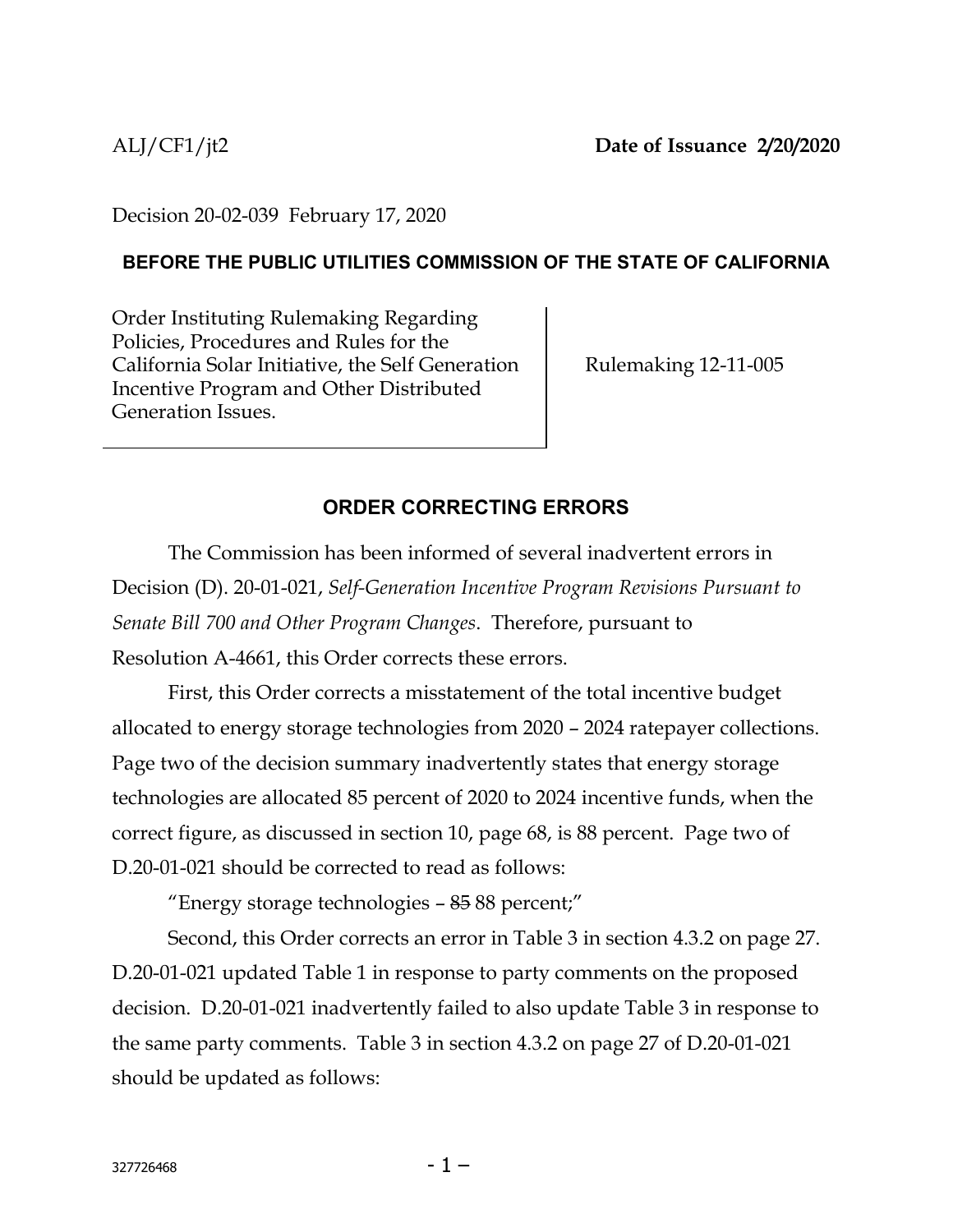ALJ/CF1/jt2 **Date of Issuance 2/20/2020**

Decision 20-02-039 February 17, 2020

**BEFORE THE PUBLIC UTILITIES COMMISSION OF THE STATE OF CALIFORNIA**

| Order Instituting Rulemaking Regarding Policies, Procedures and Rules for the California Solar Initiative, the Self Generation Incentive Program and Other Distributed Generation Issues. | Rulemaking 12-11-005 |
|---|---|

## ORDER CORRECTING ERRORS

The Commission has been informed of several inadvertent errors in Decision (D). 20-01-021, *Self-Generation Incentive Program Revisions Pursuant to Senate Bill 700 and Other Program Changes*. Therefore, pursuant to Resolution A-4661, this Order corrects these errors.

First, this Order corrects a misstatement of the total incentive budget allocated to energy storage technologies from 2020 – 2024 ratepayer collections. Page two of the decision summary inadvertently states that energy storage technologies are allocated 85 percent of 2020 to 2024 incentive funds, when the correct figure, as discussed in section 10, page 68, is 88 percent. Page two of D.20-01-021 should be corrected to read as follows:

"Energy storage technologies – ~~85~~ 88 percent;"

Second, this Order corrects an error in Table 3 in section 4.3.2 on page 27. D.20-01-021 updated Table 1 in response to party comments on the proposed decision. D.20-01-021 inadvertently failed to also update Table 3 in response to the same party comments. Table 3 in section 4.3.2 on page 27 of D.20-01-021 should be updated as follows: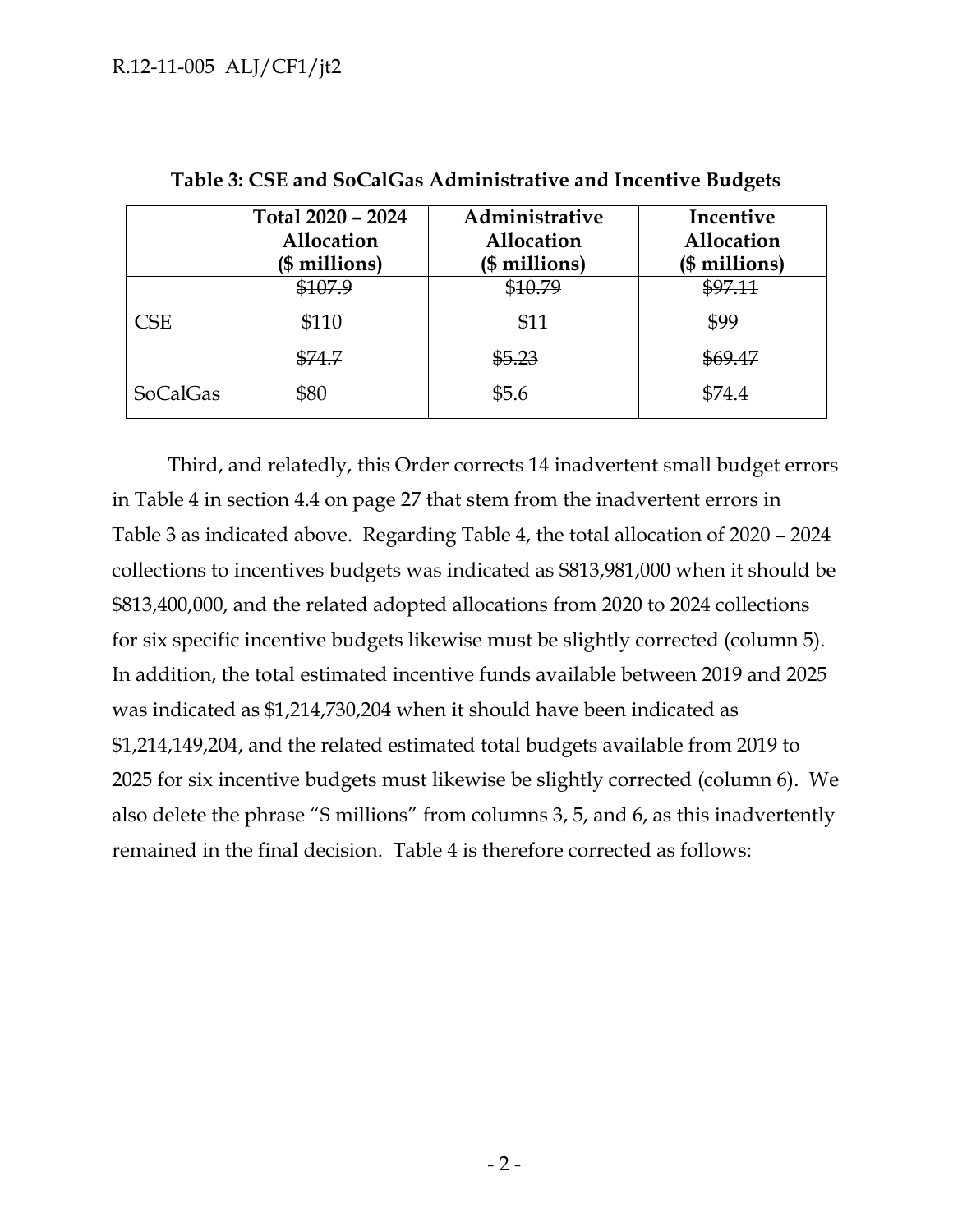**Table 3: CSE and SoCalGas Administrative and Incentive Budgets**

| | Total 2020 – 2024 Allocation ($ millions) | Administrative Allocation ($ millions) | Incentive Allocation ($ millions) |
|---|---|---|---|
| CSE | ~~$107.9~~ $110 | ~~$10.79~~ $11 | ~~$97.11~~ $99 |
| SoCalGas | ~~$74.7~~ $80 | ~~$5.23~~ $5.6 | ~~$69.47~~ $74.4 |

Third, and relatedly, this Order corrects 14 inadvertent small budget errors in Table 4 in section 4.4 on page 27 that stem from the inadvertent errors in Table 3 as indicated above. Regarding Table 4, the total allocation of 2020 – 2024 collections to incentives budgets was indicated as $813,981,000 when it should be $813,400,000, and the related adopted allocations from 2020 to 2024 collections for six specific incentive budgets likewise must be slightly corrected (column 5). In addition, the total estimated incentive funds available between 2019 and 2025 was indicated as $1,214,730,204 when it should have been indicated as $1,214,149,204, and the related estimated total budgets available from 2019 to 2025 for six incentive budgets must likewise be slightly corrected (column 6). We also delete the phrase "$ millions" from columns 3, 5, and 6, as this inadvertently remained in the final decision. Table 4 is therefore corrected as follows: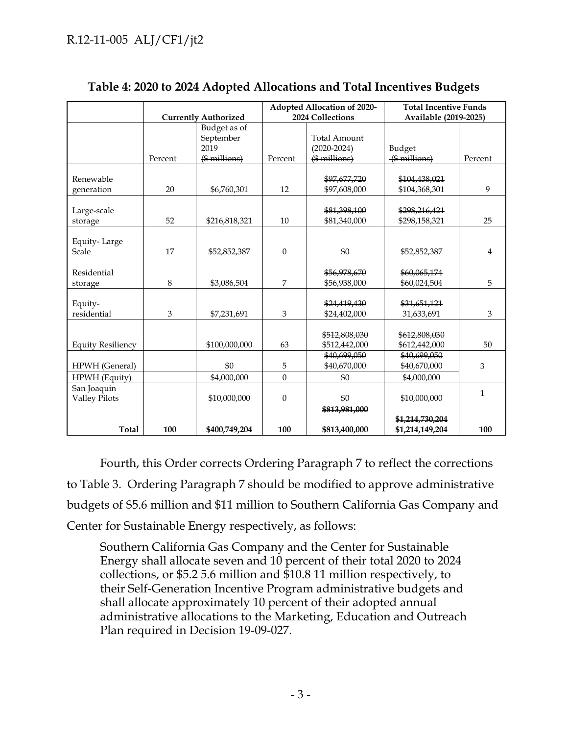**Table 4: 2020 to 2024 Adopted Allocations and Total Incentives Budgets**

| | Currently Authorized | | Adopted Allocation of 2020-2024 Collections | | Total Incentive Funds Available (2019-2025) | |
|---|---|---|---|---|---|---|
| | Percent | Budget as of September 2019 ~~($ millions)~~ | Percent | Total Amount (2020-2024) ~~($ millions)~~ | Budget ~~($ millions)~~ | Percent |
| Renewable generation | 20 | $6,760,301 | 12 | ~~$97,677,720~~ $97,608,000 | ~~$104,438,021~~ $104,368,301 | 9 |
| Large-scale storage | 52 | $216,818,321 | 10 | ~~$81,398,100~~ $81,340,000 | ~~$298,216,421~~ $298,158,321 | 25 |
| Equity- Large Scale | 17 | $52,852,387 | 0 | $0 | $52,852,387 | 4 |
| Residential storage | 8 | $3,086,504 | 7 | ~~$56,978,670~~ $56,938,000 | ~~$60,065,174~~ $60,024,504 | 5 |
| Equity-residential | 3 | $7,231,691 | 3 | ~~$24,419,430~~ $24,402,000 | ~~$31,651,121~~ 31,633,691 | 3 |
| Equity Resiliency | | $100,000,000 | 63 | ~~$512,808,030~~ $512,442,000 | ~~$612,808,030~~ $612,442,000 | 50 |
| HPWH (General) | | $0 | 5 | ~~$40,699,050~~ $40,670,000 | ~~$40,699,050~~ $40,670,000 | 3 |
| HPWH (Equity) | | $4,000,000 | 0 | $0 | $4,000,000 | |
| San Joaquin Valley Pilots | | $10,000,000 | 0 | $0 | $10,000,000 | 1 |
| **Total** | **100** | **$400,749,204** | **100** | ~~**$813,981,000**~~ **$813,400,000** | ~~**$1,214,730,204**~~ **$1,214,149,204** | **100** |

Fourth, this Order corrects Ordering Paragraph 7 to reflect the corrections to Table 3. Ordering Paragraph 7 should be modified to approve administrative budgets of $5.6 million and $11 million to Southern California Gas Company and Center for Sustainable Energy respectively, as follows:

> Southern California Gas Company and the Center for Sustainable Energy shall allocate seven and 10 percent of their total 2020 to 2024 collections, or $~~5.2~~ 5.6 million and $~~10.8~~ 11 million respectively, to their Self-Generation Incentive Program administrative budgets and shall allocate approximately 10 percent of their adopted annual administrative allocations to the Marketing, Education and Outreach Plan required in Decision 19-09-027.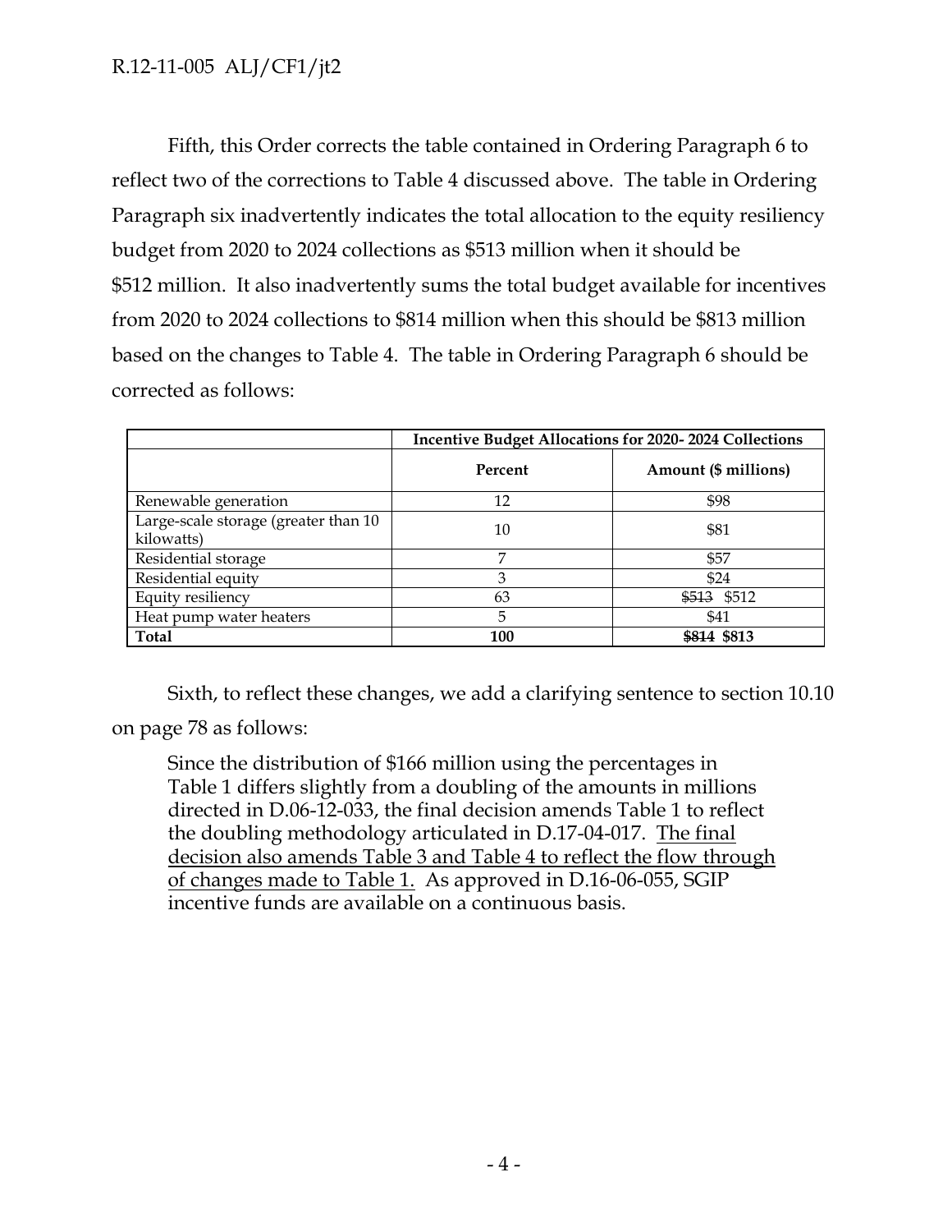Fifth, this Order corrects the table contained in Ordering Paragraph 6 to reflect two of the corrections to Table 4 discussed above. The table in Ordering Paragraph six inadvertently indicates the total allocation to the equity resiliency budget from 2020 to 2024 collections as $513 million when it should be $512 million. It also inadvertently sums the total budget available for incentives from 2020 to 2024 collections to $814 million when this should be $813 million based on the changes to Table 4. The table in Ordering Paragraph 6 should be corrected as follows:

| | **Incentive Budget Allocations for 2020- 2024 Collections** | |
|---|---|---|
| | **Percent** | **Amount ($ millions)** |
| Renewable generation | 12 | $98 |
| Large-scale storage (greater than 10 kilowatts) | 10 | $81 |
| Residential storage | 7 | $57 |
| Residential equity | 3 | $24 |
| Equity resiliency | 63 | ~~$513~~ $512 |
| Heat pump water heaters | 5 | $41 |
| **Total** | **100** | **~~$814~~ $813** |

Sixth, to reflect these changes, we add a clarifying sentence to section 10.10 on page 78 as follows:

> Since the distribution of $166 million using the percentages in Table 1 differs slightly from a doubling of the amounts in millions directed in D.06-12-033, the final decision amends Table 1 to reflect the doubling methodology articulated in D.17-04-017. <u>The final decision also amends Table 3 and Table 4 to reflect the flow through of changes made to Table 1.</u> As approved in D.16-06-055, SGIP incentive funds are available on a continuous basis.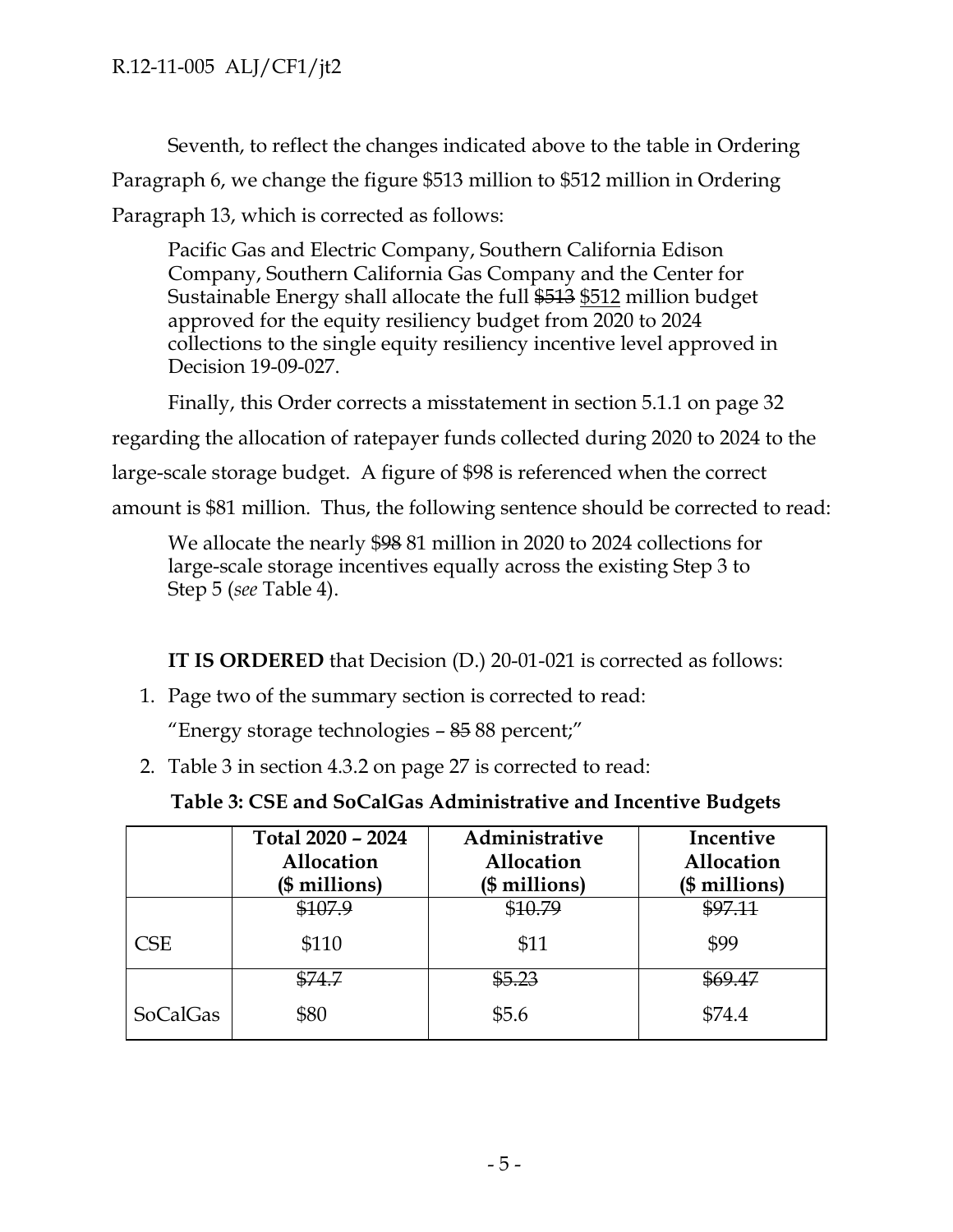Seventh, to reflect the changes indicated above to the table in Ordering Paragraph 6, we change the figure $513 million to $512 million in Ordering Paragraph 13, which is corrected as follows:

> Pacific Gas and Electric Company, Southern California Edison Company, Southern California Gas Company and the Center for Sustainable Energy shall allocate the full ~~$513~~ <u>$512</u> million budget approved for the equity resiliency budget from 2020 to 2024 collections to the single equity resiliency incentive level approved in Decision 19-09-027.

Finally, this Order corrects a misstatement in section 5.1.1 on page 32 regarding the allocation of ratepayer funds collected during 2020 to 2024 to the large-scale storage budget. A figure of $98 is referenced when the correct amount is $81 million. Thus, the following sentence should be corrected to read:

> We allocate the nearly $~~98~~ 81 million in 2020 to 2024 collections for large-scale storage incentives equally across the existing Step 3 to Step 5 (*see* Table 4).

**IT IS ORDERED** that Decision (D.) 20-01-021 is corrected as follows:

1. Page two of the summary section is corrected to read:

   "Energy storage technologies – ~~85~~ 88 percent;"

2. Table 3 in section 4.3.2 on page 27 is corrected to read:

**Table 3: CSE and SoCalGas Administrative and Incentive Budgets**

| | Total 2020 – 2024 Allocation ($ millions) | Administrative Allocation ($ millions) | Incentive Allocation ($ millions) |
|---|---|---|---|
| CSE | ~~$107.9~~ $110 | ~~$10.79~~ $11 | ~~$97.11~~ $99 |
| SoCalGas | ~~$74.7~~ $80 | ~~$5.23~~ $5.6 | ~~$69.47~~ $74.4 |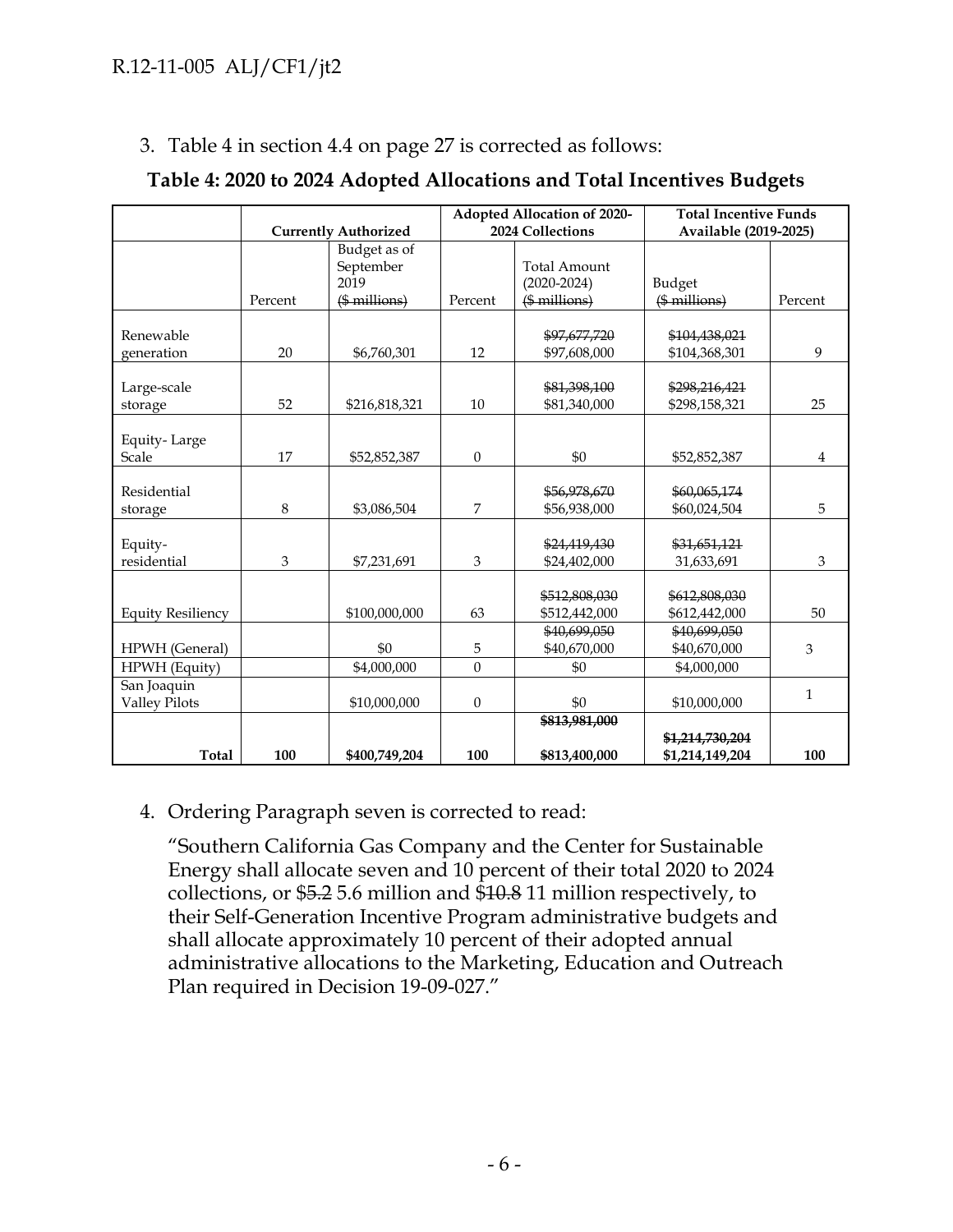3. Table 4 in section 4.4 on page 27 is corrected as follows:

**Table 4: 2020 to 2024 Adopted Allocations and Total Incentives Budgets**

| | Currently Authorized | | Adopted Allocation of 2020-2024 Collections | | Total Incentive Funds Available (2019-2025) | |
|---|---|---|---|---|---|---|
| | Percent | Budget as of September 2019 ~~($ millions)~~ | Percent | Total Amount (2020-2024) ~~($ millions)~~ | Budget ~~($ millions)~~ | Percent |
| Renewable generation | 20 | $6,760,301 | 12 | ~~$97,677,720~~ $97,608,000 | ~~$104,438,021~~ $104,368,301 | 9 |
| Large-scale storage | 52 | $216,818,321 | 10 | ~~$81,398,100~~ $81,340,000 | ~~$298,216,421~~ $298,158,321 | 25 |
| Equity- Large Scale | 17 | $52,852,387 | 0 | $0 | $52,852,387 | 4 |
| Residential storage | 8 | $3,086,504 | 7 | ~~$56,978,670~~ $56,938,000 | ~~$60,065,174~~ $60,024,504 | 5 |
| Equity-residential | 3 | $7,231,691 | 3 | ~~$24,419,430~~ $24,402,000 | ~~$31,651,121~~ 31,633,691 | 3 |
| Equity Resiliency | | $100,000,000 | 63 | ~~$512,808,030~~ $512,442,000 | ~~$612,808,030~~ $612,442,000 | 50 |
| HPWH (General) | | $0 | 5 | ~~$40,699,050~~ $40,670,000 | ~~$40,699,050~~ $40,670,000 | 3 |
| HPWH (Equity) | | $4,000,000 | 0 | $0 | $4,000,000 | |
| San Joaquin Valley Pilots | | $10,000,000 | 0 | $0 | $10,000,000 | 1 |
| **Total** | **100** | **$400,749,204** | **100** | **~~$813,981,000~~** **$813,400,000** | **~~$1,214,730,204~~** **$1,214,149,204** | **100** |

4. Ordering Paragraph seven is corrected to read:

 "Southern California Gas Company and the Center for Sustainable Energy shall allocate seven and 10 percent of their total 2020 to 2024 collections, or $~~5.2~~ 5.6 million and $~~10.8~~ 11 million respectively, to their Self-Generation Incentive Program administrative budgets and shall allocate approximately 10 percent of their adopted annual administrative allocations to the Marketing, Education and Outreach Plan required in Decision 19-09-027."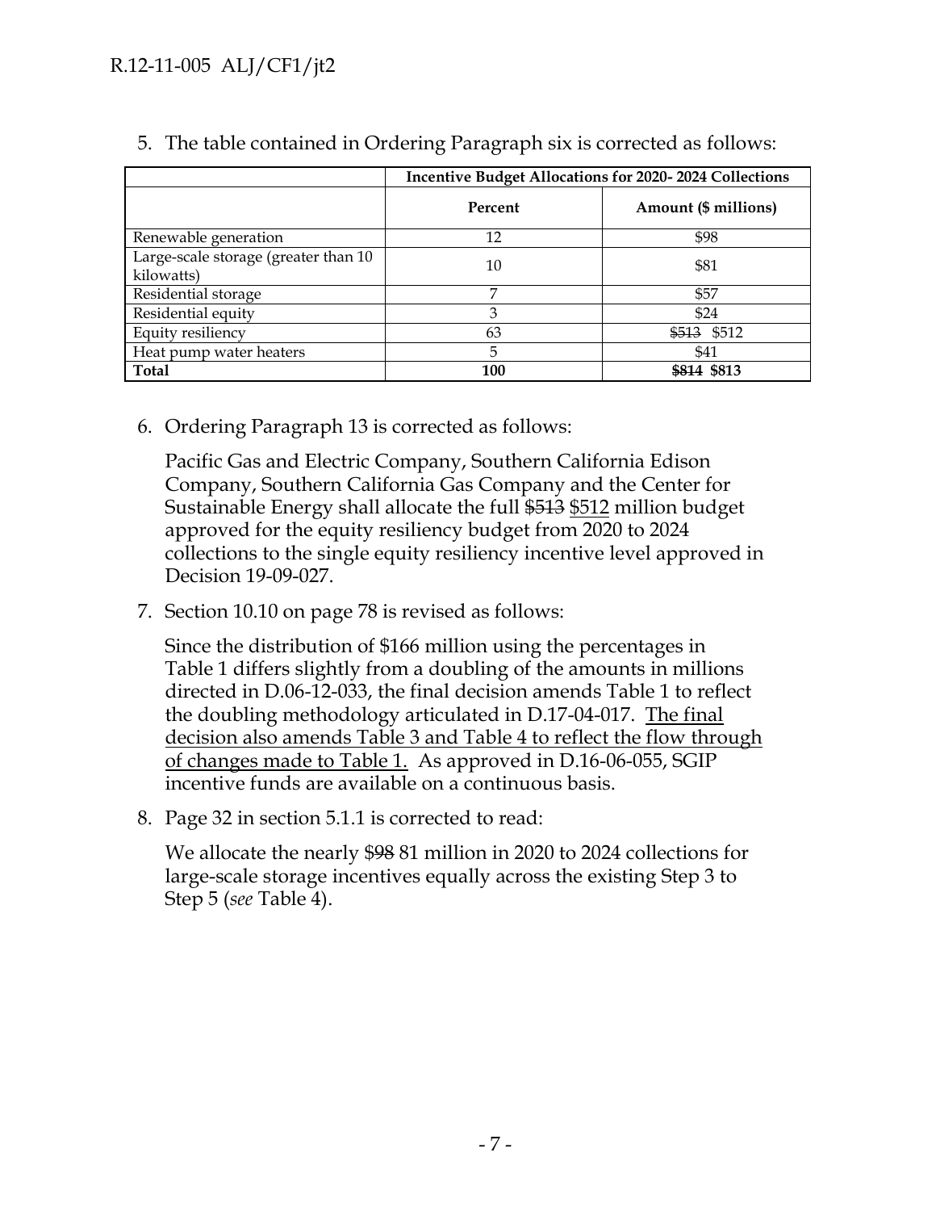5. The table contained in Ordering Paragraph six is corrected as follows:

| | Incentive Budget Allocations for 2020- 2024 Collections | |
|---|---|---|
| | **Percent** | **Amount ($ millions)** |
| Renewable generation | 12 | $98 |
| Large-scale storage (greater than 10 kilowatts) | 10 | $81 |
| Residential storage | 7 | $57 |
| Residential equity | 3 | $24 |
| Equity resiliency | 63 | ~~$513~~ $512 |
| Heat pump water heaters | 5 | $41 |
| **Total** | **100** | **~~$814~~ $813** |

6. Ordering Paragraph 13 is corrected as follows:

   Pacific Gas and Electric Company, Southern California Edison Company, Southern California Gas Company and the Center for Sustainable Energy shall allocate the full ~~$513~~ <u>$512</u> million budget approved for the equity resiliency budget from 2020 to 2024 collections to the single equity resiliency incentive level approved in Decision 19-09-027.

7. Section 10.10 on page 78 is revised as follows:

   Since the distribution of $166 million using the percentages in Table 1 differs slightly from a doubling of the amounts in millions directed in D.06-12-033, the final decision amends Table 1 to reflect the doubling methodology articulated in D.17-04-017. <u>The final decision also amends Table 3 and Table 4 to reflect the flow through of changes made to Table 1.</u> As approved in D.16-06-055, SGIP incentive funds are available on a continuous basis.

8. Page 32 in section 5.1.1 is corrected to read:

   We allocate the nearly $~~98~~ 81 million in 2020 to 2024 collections for large-scale storage incentives equally across the existing Step 3 to Step 5 (*see* Table 4).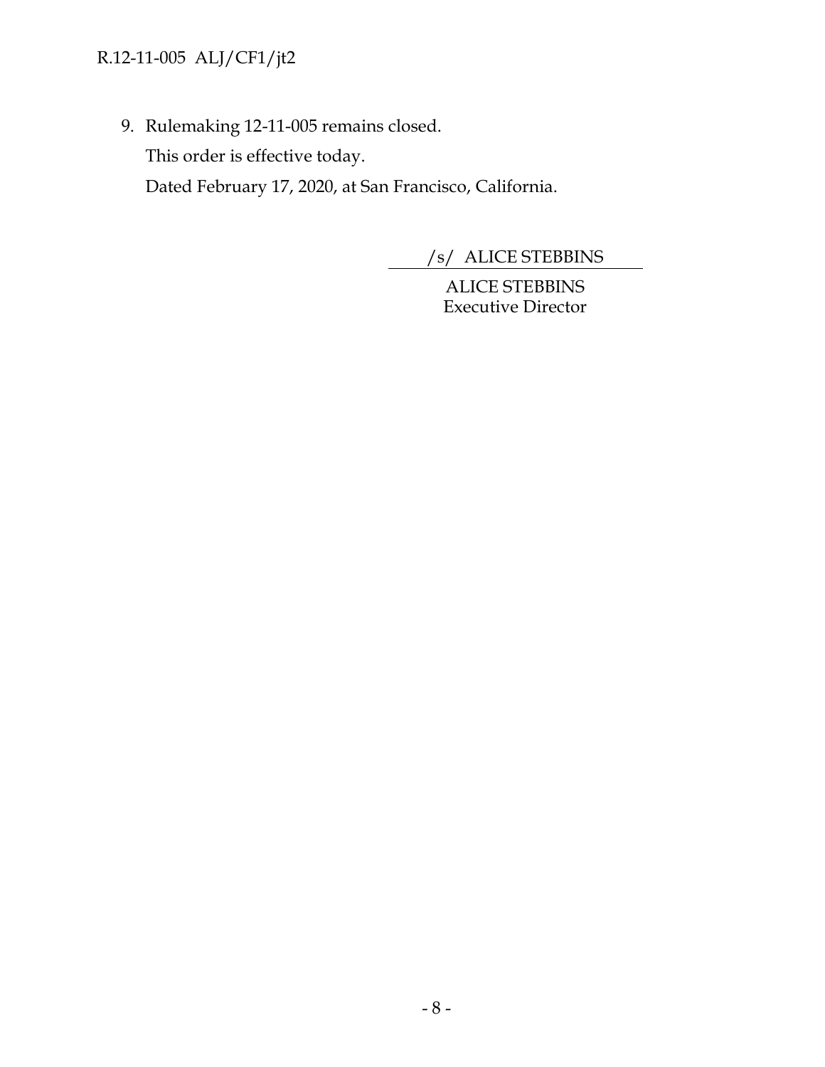9. Rulemaking 12-11-005 remains closed.

This order is effective today.

Dated February 17, 2020, at San Francisco, California.

/s/ ALICE STEBBINS

ALICE STEBBINS
Executive Director